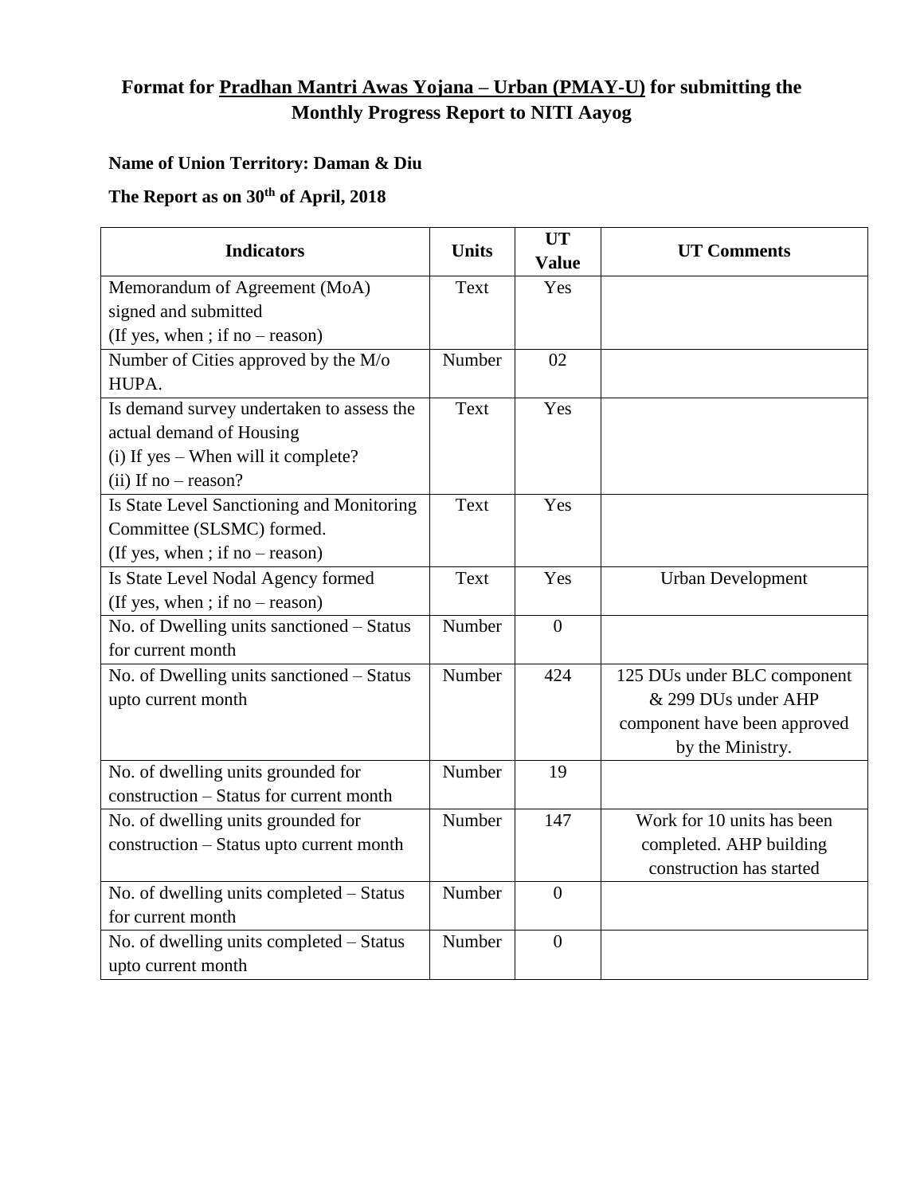# Format for Pradhan Mantri Awas Yojana – Urban (PMAY-U) for submitting the Monthly Progress Report to NITI Aayog

**Name of Union Territory: Daman & Diu**

**The Report as on 30th of April, 2018**

| Indicators | Units | UT Value | UT Comments |
|---|---|---|---|
| Memorandum of Agreement (MoA) signed and submitted (If yes, when ; if no – reason) | Text | Yes | |
| Number of Cities approved by the M/o HUPA. | Number | 02 | |
| Is demand survey undertaken to assess the actual demand of Housing (i) If yes – When will it complete? (ii) If no – reason? | Text | Yes | |
| Is State Level Sanctioning and Monitoring Committee (SLSMC) formed. (If yes, when ; if no – reason) | Text | Yes | |
| Is State Level Nodal Agency formed (If yes, when ; if no – reason) | Text | Yes | Urban Development |
| No. of Dwelling units sanctioned – Status for current month | Number | 0 | |
| No. of Dwelling units sanctioned – Status upto current month | Number | 424 | 125 DUs under BLC component & 299 DUs under AHP component have been approved by the Ministry. |
| No. of dwelling units grounded for construction – Status for current month | Number | 19 | |
| No. of dwelling units grounded for construction – Status upto current month | Number | 147 | Work for 10 units has been completed. AHP building construction has started |
| No. of dwelling units completed – Status for current month | Number | 0 | |
| No. of dwelling units completed – Status upto current month | Number | 0 | |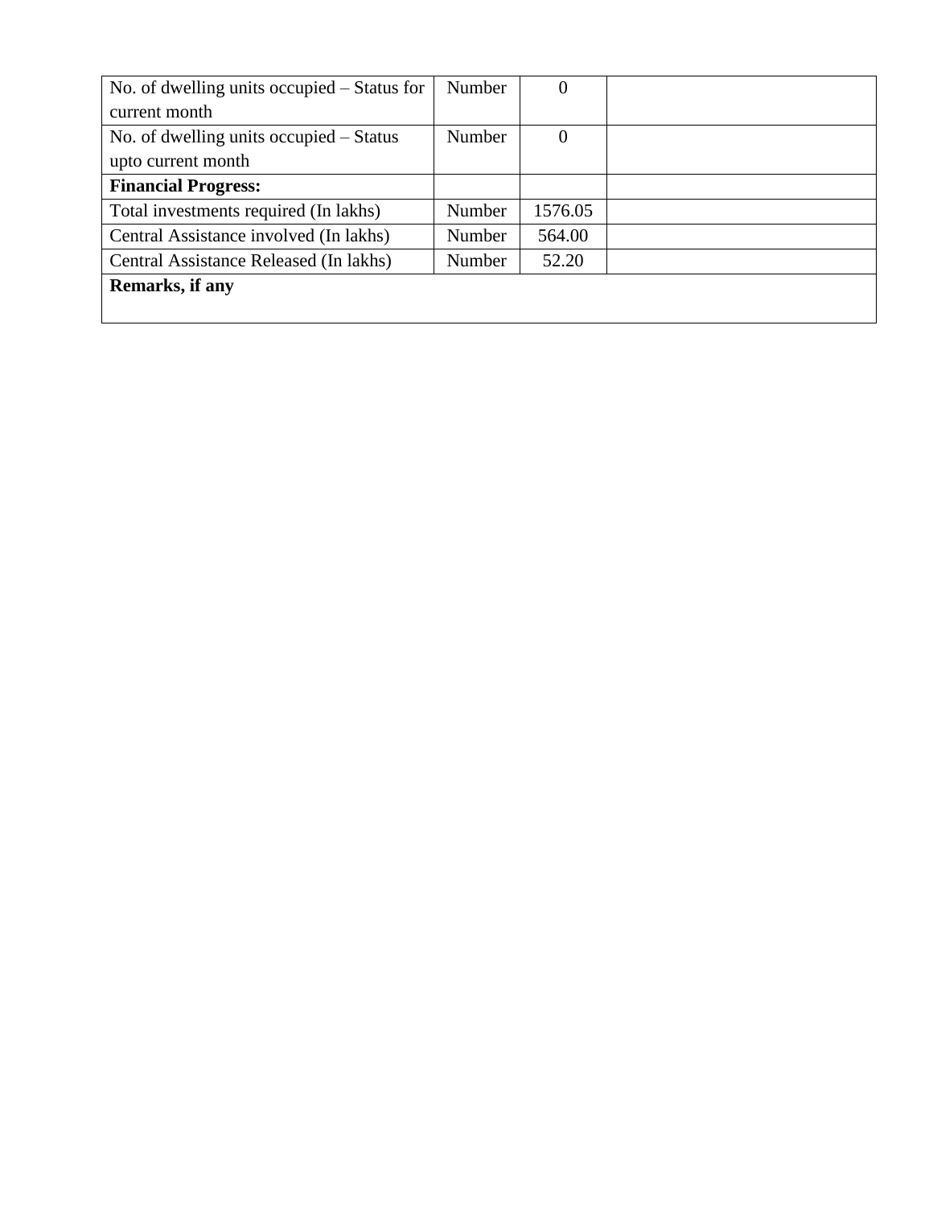| | | | |
|---|---|---|---|
| No. of dwelling units occupied – Status for current month | Number | 0 | |
| No. of dwelling units occupied – Status upto current month | Number | 0 | |
| **Financial Progress:** | | | |
| Total investments required (In lakhs) | Number | 1576.05 | |
| Central Assistance involved (In lakhs) | Number | 564.00 | |
| Central Assistance Released (In lakhs) | Number | 52.20 | |
| **Remarks, if any** | | | |